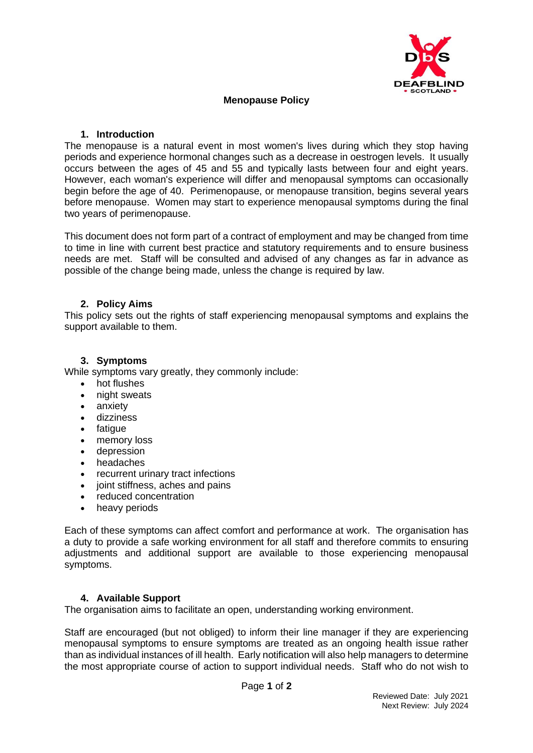# Menopause Policy

## 1. Introduction

The menopause is a natural event in most women's lives during which they stop having periods and experience hormonal changes such as a decrease in oestrogen levels. It usually occurs between the ages of 45 and 55 and typically lasts between four and eight years. However, each woman's experience will differ and menopausal symptoms can occasionally begin before the age of 40. Perimenopause, or menopause transition, begins several years before menopause. Women may start to experience menopausal symptoms during the final two years of perimenopause.

This document does not form part of a contract of employment and may be changed from time to time in line with current best practice and statutory requirements and to ensure business needs are met. Staff will be consulted and advised of any changes as far in advance as possible of the change being made, unless the change is required by law.

## 2. Policy Aims

This policy sets out the rights of staff experiencing menopausal symptoms and explains the support available to them.

## 3. Symptoms

While symptoms vary greatly, they commonly include:

- hot flushes
- night sweats
- anxiety
- dizziness
- fatigue
- memory loss
- depression
- headaches
- recurrent urinary tract infections
- joint stiffness, aches and pains
- reduced concentration
- heavy periods

Each of these symptoms can affect comfort and performance at work. The organisation has a duty to provide a safe working environment for all staff and therefore commits to ensuring adjustments and additional support are available to those experiencing menopausal symptoms.

## 4. Available Support

The organisation aims to facilitate an open, understanding working environment.

Staff are encouraged (but not obliged) to inform their line manager if they are experiencing menopausal symptoms to ensure symptoms are treated as an ongoing health issue rather than as individual instances of ill health. Early notification will also help managers to determine the most appropriate course of action to support individual needs. Staff who do not wish to

Reviewed Date: July 2021
Next Review: July 2024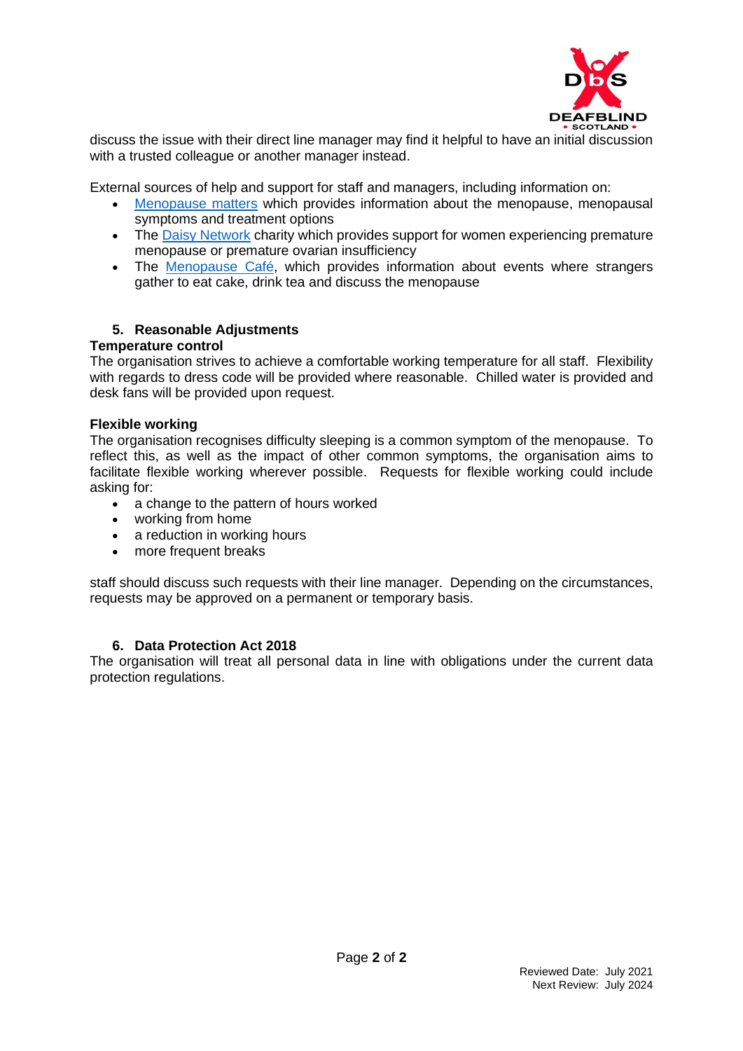discuss the issue with their direct line manager may find it helpful to have an initial discussion with a trusted colleague or another manager instead.

External sources of help and support for staff and managers, including information on:

- Menopause matters which provides information about the menopause, menopausal symptoms and treatment options
- The Daisy Network charity which provides support for women experiencing premature menopause or premature ovarian insufficiency
- The Menopause Café, which provides information about events where strangers gather to eat cake, drink tea and discuss the menopause

## 5. Reasonable Adjustments

**Temperature control**

The organisation strives to achieve a comfortable working temperature for all staff. Flexibility with regards to dress code will be provided where reasonable. Chilled water is provided and desk fans will be provided upon request.

**Flexible working**

The organisation recognises difficulty sleeping is a common symptom of the menopause. To reflect this, as well as the impact of other common symptoms, the organisation aims to facilitate flexible working wherever possible. Requests for flexible working could include asking for:

- a change to the pattern of hours worked
- working from home
- a reduction in working hours
- more frequent breaks

staff should discuss such requests with their line manager. Depending on the circumstances, requests may be approved on a permanent or temporary basis.

## 6. Data Protection Act 2018

The organisation will treat all personal data in line with obligations under the current data protection regulations.

Reviewed Date: July 2021
Next Review: July 2024